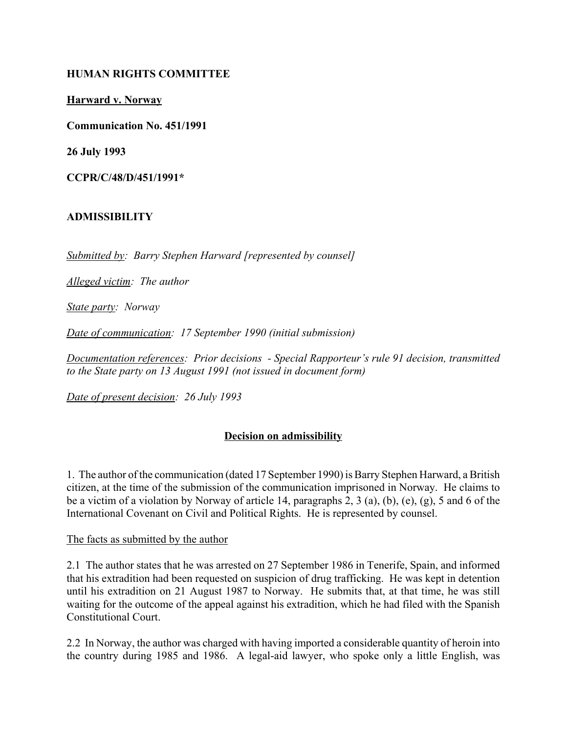**HUMAN RIGHTS COMMITTEE**

**Harward v. Norway**

**Communication No. 451/1991**

**26 July 1993**

**CCPR/C/48/D/451/1991***

**ADMISSIBILITY**

*Submitted by: Barry Stephen Harward [represented by counsel]*

*Alleged victim: The author*

*State party: Norway*

*Date of communication: 17 September 1990 (initial submission)*

*Documentation references: Prior decisions - Special Rapporteur's rule 91 decision, transmitted to the State party on 13 August 1991 (not issued in document form)*

*Date of present decision: 26 July 1993*

**Decision on admissibility**

1. The author of the communication (dated 17 September 1990) is Barry Stephen Harward, a British citizen, at the time of the submission of the communication imprisoned in Norway. He claims to be a victim of a violation by Norway of article 14, paragraphs 2, 3 (a), (b), (e), (g), 5 and 6 of the International Covenant on Civil and Political Rights. He is represented by counsel.

The facts as submitted by the author

2.1 The author states that he was arrested on 27 September 1986 in Tenerife, Spain, and informed that his extradition had been requested on suspicion of drug trafficking. He was kept in detention until his extradition on 21 August 1987 to Norway. He submits that, at that time, he was still waiting for the outcome of the appeal against his extradition, which he had filed with the Spanish Constitutional Court.

2.2 In Norway, the author was charged with having imported a considerable quantity of heroin into the country during 1985 and 1986. A legal-aid lawyer, who spoke only a little English, was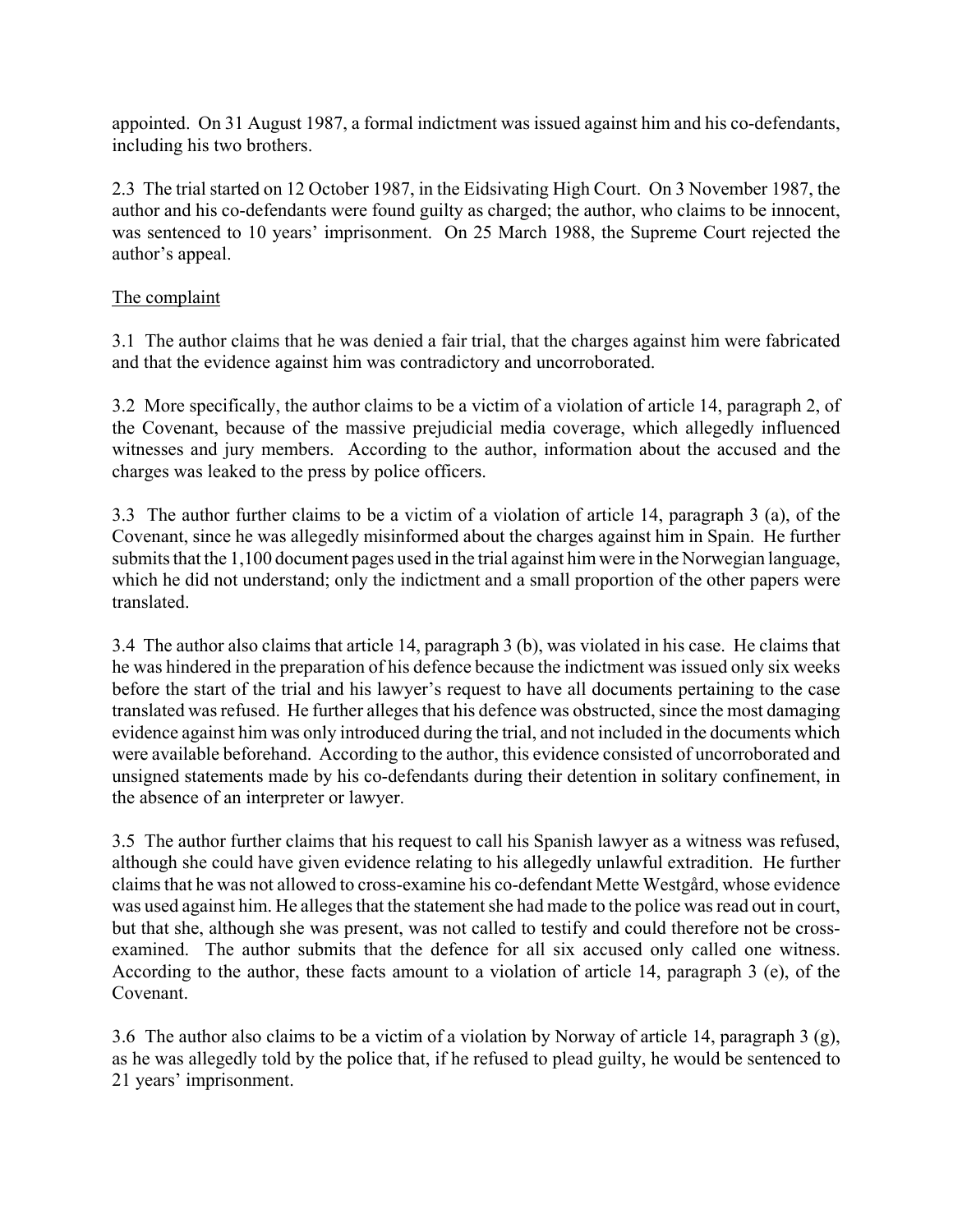appointed. On 31 August 1987, a formal indictment was issued against him and his co-defendants, including his two brothers.

2.3 The trial started on 12 October 1987, in the Eidsivating High Court. On 3 November 1987, the author and his co-defendants were found guilty as charged; the author, who claims to be innocent, was sentenced to 10 years' imprisonment. On 25 March 1988, the Supreme Court rejected the author's appeal.

## The complaint

3.1 The author claims that he was denied a fair trial, that the charges against him were fabricated and that the evidence against him was contradictory and uncorroborated.

3.2 More specifically, the author claims to be a victim of a violation of article 14, paragraph 2, of the Covenant, because of the massive prejudicial media coverage, which allegedly influenced witnesses and jury members. According to the author, information about the accused and the charges was leaked to the press by police officers.

3.3 The author further claims to be a victim of a violation of article 14, paragraph 3 (a), of the Covenant, since he was allegedly misinformed about the charges against him in Spain. He further submits that the 1,100 document pages used in the trial against him were in the Norwegian language, which he did not understand; only the indictment and a small proportion of the other papers were translated.

3.4 The author also claims that article 14, paragraph 3 (b), was violated in his case. He claims that he was hindered in the preparation of his defence because the indictment was issued only six weeks before the start of the trial and his lawyer's request to have all documents pertaining to the case translated was refused. He further alleges that his defence was obstructed, since the most damaging evidence against him was only introduced during the trial, and not included in the documents which were available beforehand. According to the author, this evidence consisted of uncorroborated and unsigned statements made by his co-defendants during their detention in solitary confinement, in the absence of an interpreter or lawyer.

3.5 The author further claims that his request to call his Spanish lawyer as a witness was refused, although she could have given evidence relating to his allegedly unlawful extradition. He further claims that he was not allowed to cross-examine his co-defendant Mette Westgård, whose evidence was used against him. He alleges that the statement she had made to the police was read out in court, but that she, although she was present, was not called to testify and could therefore not be cross-examined. The author submits that the defence for all six accused only called one witness. According to the author, these facts amount to a violation of article 14, paragraph 3 (e), of the Covenant.

3.6 The author also claims to be a victim of a violation by Norway of article 14, paragraph 3 (g), as he was allegedly told by the police that, if he refused to plead guilty, he would be sentenced to 21 years' imprisonment.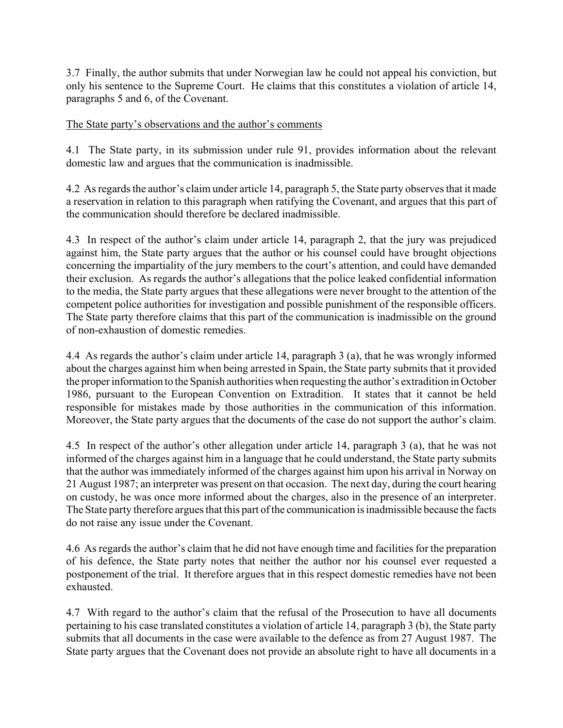3.7 Finally, the author submits that under Norwegian law he could not appeal his conviction, but only his sentence to the Supreme Court. He claims that this constitutes a violation of article 14, paragraphs 5 and 6, of the Covenant.

The State party's observations and the author's comments

4.1 The State party, in its submission under rule 91, provides information about the relevant domestic law and argues that the communication is inadmissible.

4.2 As regards the author's claim under article 14, paragraph 5, the State party observes that it made a reservation in relation to this paragraph when ratifying the Covenant, and argues that this part of the communication should therefore be declared inadmissible.

4.3 In respect of the author's claim under article 14, paragraph 2, that the jury was prejudiced against him, the State party argues that the author or his counsel could have brought objections concerning the impartiality of the jury members to the court's attention, and could have demanded their exclusion. As regards the author's allegations that the police leaked confidential information to the media, the State party argues that these allegations were never brought to the attention of the competent police authorities for investigation and possible punishment of the responsible officers. The State party therefore claims that this part of the communication is inadmissible on the ground of non-exhaustion of domestic remedies.

4.4 As regards the author's claim under article 14, paragraph 3 (a), that he was wrongly informed about the charges against him when being arrested in Spain, the State party submits that it provided the proper information to the Spanish authorities when requesting the author's extradition in October 1986, pursuant to the European Convention on Extradition. It states that it cannot be held responsible for mistakes made by those authorities in the communication of this information. Moreover, the State party argues that the documents of the case do not support the author's claim.

4.5 In respect of the author's other allegation under article 14, paragraph 3 (a), that he was not informed of the charges against him in a language that he could understand, the State party submits that the author was immediately informed of the charges against him upon his arrival in Norway on 21 August 1987; an interpreter was present on that occasion. The next day, during the court hearing on custody, he was once more informed about the charges, also in the presence of an interpreter. The State party therefore argues that this part of the communication is inadmissible because the facts do not raise any issue under the Covenant.

4.6 As regards the author's claim that he did not have enough time and facilities for the preparation of his defence, the State party notes that neither the author nor his counsel ever requested a postponement of the trial. It therefore argues that in this respect domestic remedies have not been exhausted.

4.7 With regard to the author's claim that the refusal of the Prosecution to have all documents pertaining to his case translated constitutes a violation of article 14, paragraph 3 (b), the State party submits that all documents in the case were available to the defence as from 27 August 1987. The State party argues that the Covenant does not provide an absolute right to have all documents in a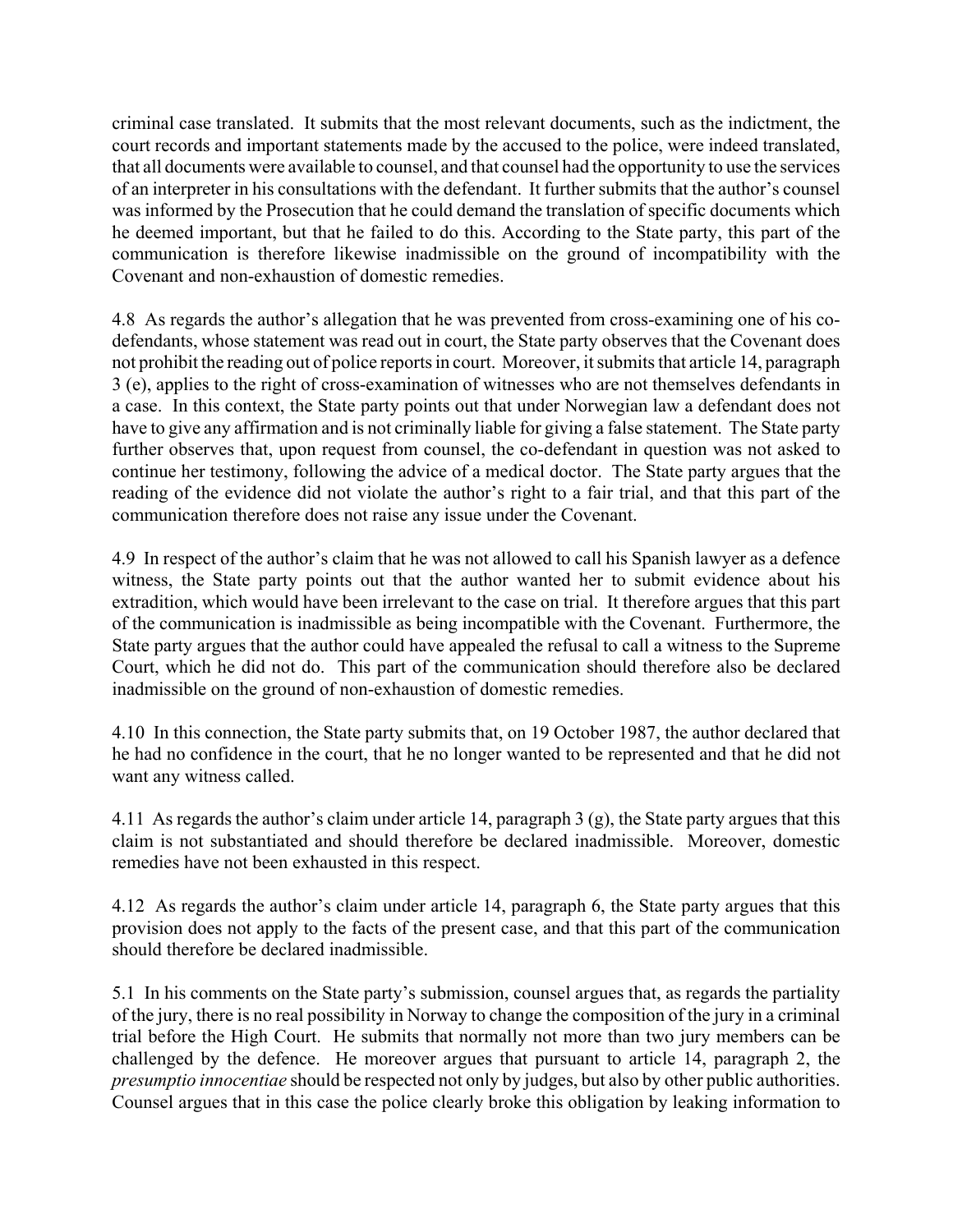criminal case translated. It submits that the most relevant documents, such as the indictment, the court records and important statements made by the accused to the police, were indeed translated, that all documents were available to counsel, and that counsel had the opportunity to use the services of an interpreter in his consultations with the defendant. It further submits that the author's counsel was informed by the Prosecution that he could demand the translation of specific documents which he deemed important, but that he failed to do this. According to the State party, this part of the communication is therefore likewise inadmissible on the ground of incompatibility with the Covenant and non-exhaustion of domestic remedies.

4.8 As regards the author's allegation that he was prevented from cross-examining one of his co-defendants, whose statement was read out in court, the State party observes that the Covenant does not prohibit the reading out of police reports in court. Moreover, it submits that article 14, paragraph 3 (e), applies to the right of cross-examination of witnesses who are not themselves defendants in a case. In this context, the State party points out that under Norwegian law a defendant does not have to give any affirmation and is not criminally liable for giving a false statement. The State party further observes that, upon request from counsel, the co-defendant in question was not asked to continue her testimony, following the advice of a medical doctor. The State party argues that the reading of the evidence did not violate the author's right to a fair trial, and that this part of the communication therefore does not raise any issue under the Covenant.

4.9 In respect of the author's claim that he was not allowed to call his Spanish lawyer as a defence witness, the State party points out that the author wanted her to submit evidence about his extradition, which would have been irrelevant to the case on trial. It therefore argues that this part of the communication is inadmissible as being incompatible with the Covenant. Furthermore, the State party argues that the author could have appealed the refusal to call a witness to the Supreme Court, which he did not do. This part of the communication should therefore also be declared inadmissible on the ground of non-exhaustion of domestic remedies.

4.10 In this connection, the State party submits that, on 19 October 1987, the author declared that he had no confidence in the court, that he no longer wanted to be represented and that he did not want any witness called.

4.11 As regards the author's claim under article 14, paragraph 3 (g), the State party argues that this claim is not substantiated and should therefore be declared inadmissible. Moreover, domestic remedies have not been exhausted in this respect.

4.12 As regards the author's claim under article 14, paragraph 6, the State party argues that this provision does not apply to the facts of the present case, and that this part of the communication should therefore be declared inadmissible.

5.1 In his comments on the State party's submission, counsel argues that, as regards the partiality of the jury, there is no real possibility in Norway to change the composition of the jury in a criminal trial before the High Court. He submits that normally not more than two jury members can be challenged by the defence. He moreover argues that pursuant to article 14, paragraph 2, the *presumptio innocentiae* should be respected not only by judges, but also by other public authorities. Counsel argues that in this case the police clearly broke this obligation by leaking information to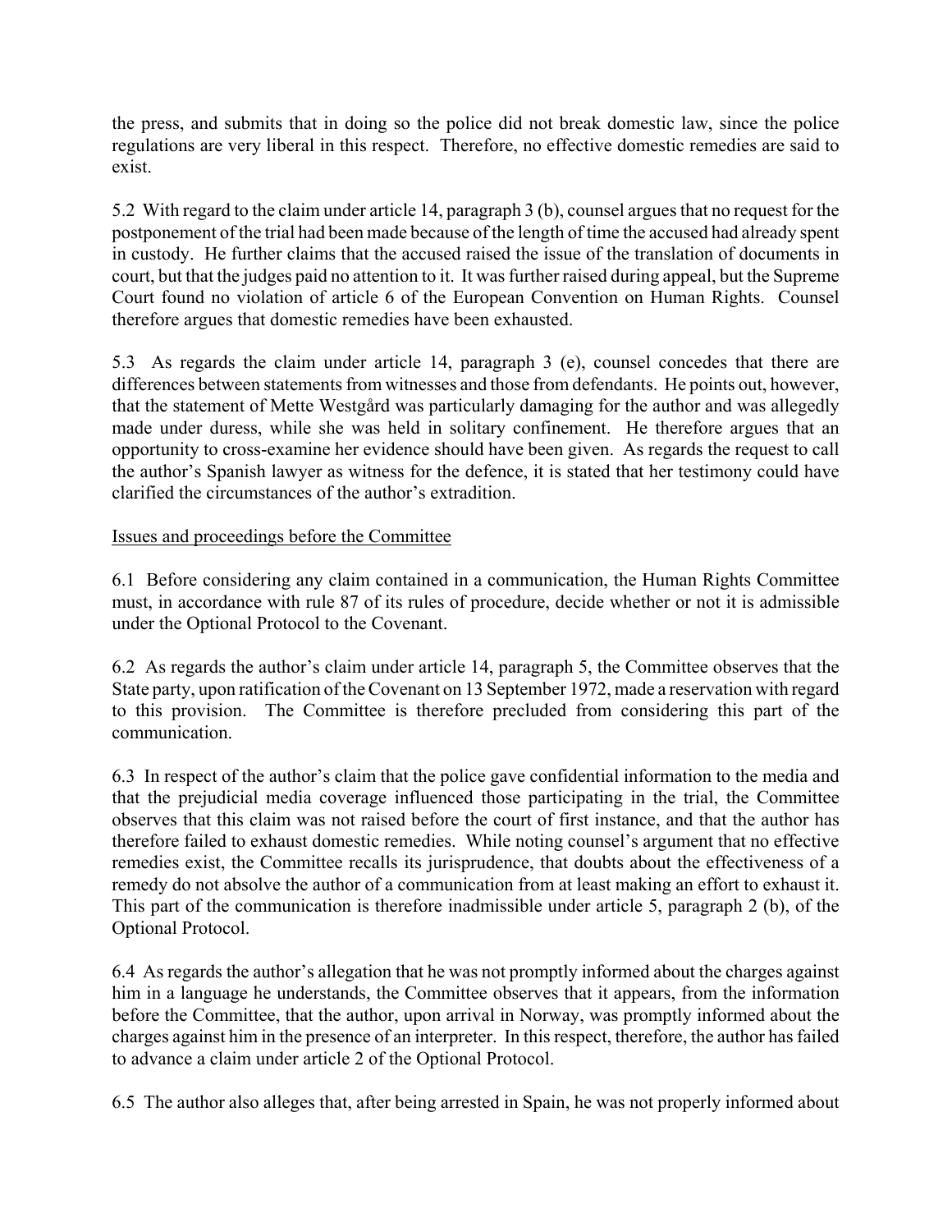the press, and submits that in doing so the police did not break domestic law, since the police regulations are very liberal in this respect. Therefore, no effective domestic remedies are said to exist.

5.2 With regard to the claim under article 14, paragraph 3 (b), counsel argues that no request for the postponement of the trial had been made because of the length of time the accused had already spent in custody. He further claims that the accused raised the issue of the translation of documents in court, but that the judges paid no attention to it. It was further raised during appeal, but the Supreme Court found no violation of article 6 of the European Convention on Human Rights. Counsel therefore argues that domestic remedies have been exhausted.

5.3 As regards the claim under article 14, paragraph 3 (e), counsel concedes that there are differences between statements from witnesses and those from defendants. He points out, however, that the statement of Mette Westgård was particularly damaging for the author and was allegedly made under duress, while she was held in solitary confinement. He therefore argues that an opportunity to cross-examine her evidence should have been given. As regards the request to call the author's Spanish lawyer as witness for the defence, it is stated that her testimony could have clarified the circumstances of the author's extradition.

## Issues and proceedings before the Committee

6.1 Before considering any claim contained in a communication, the Human Rights Committee must, in accordance with rule 87 of its rules of procedure, decide whether or not it is admissible under the Optional Protocol to the Covenant.

6.2 As regards the author's claim under article 14, paragraph 5, the Committee observes that the State party, upon ratification of the Covenant on 13 September 1972, made a reservation with regard to this provision. The Committee is therefore precluded from considering this part of the communication.

6.3 In respect of the author's claim that the police gave confidential information to the media and that the prejudicial media coverage influenced those participating in the trial, the Committee observes that this claim was not raised before the court of first instance, and that the author has therefore failed to exhaust domestic remedies. While noting counsel's argument that no effective remedies exist, the Committee recalls its jurisprudence, that doubts about the effectiveness of a remedy do not absolve the author of a communication from at least making an effort to exhaust it. This part of the communication is therefore inadmissible under article 5, paragraph 2 (b), of the Optional Protocol.

6.4 As regards the author's allegation that he was not promptly informed about the charges against him in a language he understands, the Committee observes that it appears, from the information before the Committee, that the author, upon arrival in Norway, was promptly informed about the charges against him in the presence of an interpreter. In this respect, therefore, the author has failed to advance a claim under article 2 of the Optional Protocol.

6.5 The author also alleges that, after being arrested in Spain, he was not properly informed about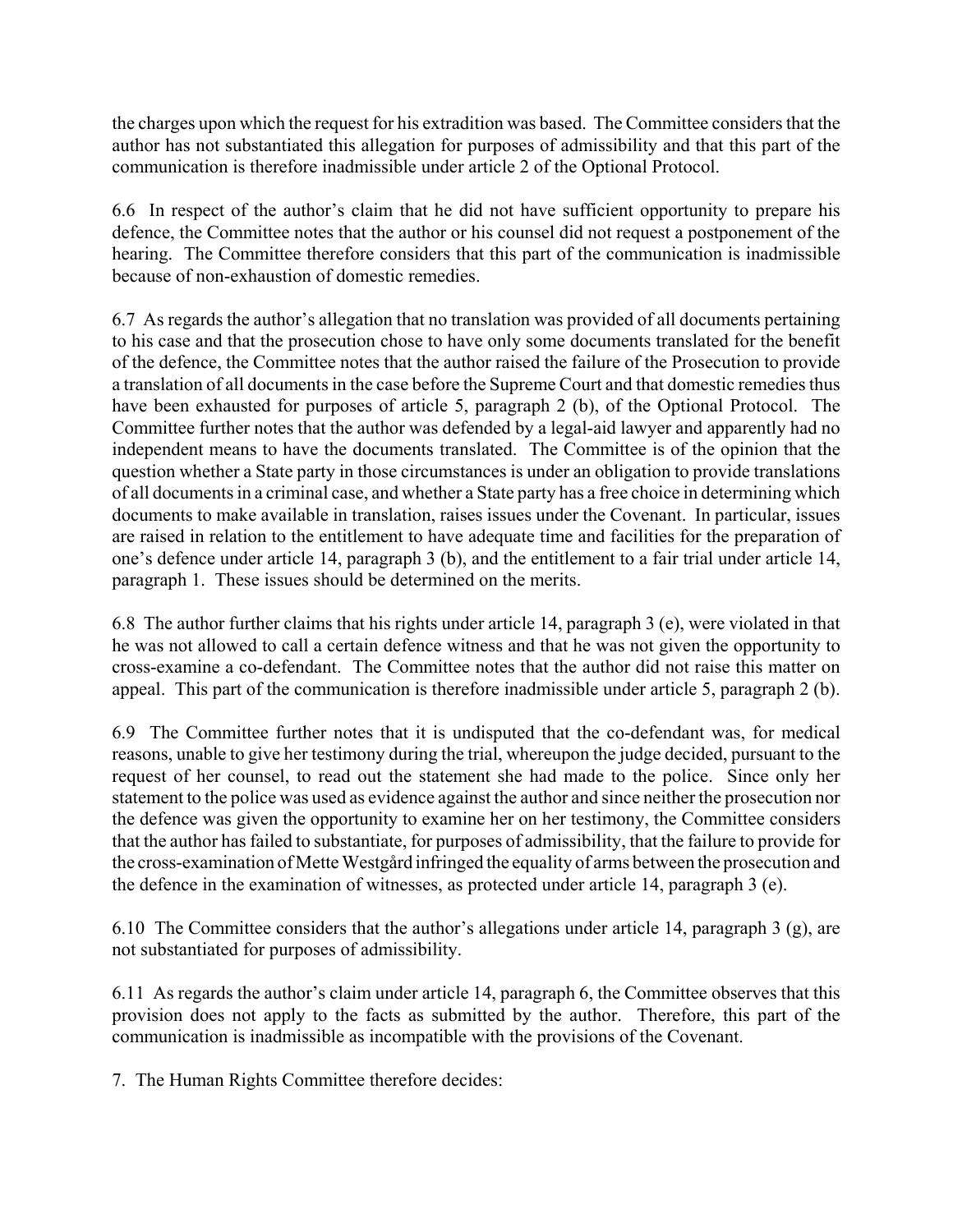the charges upon which the request for his extradition was based. The Committee considers that the author has not substantiated this allegation for purposes of admissibility and that this part of the communication is therefore inadmissible under article 2 of the Optional Protocol.

6.6 In respect of the author's claim that he did not have sufficient opportunity to prepare his defence, the Committee notes that the author or his counsel did not request a postponement of the hearing. The Committee therefore considers that this part of the communication is inadmissible because of non-exhaustion of domestic remedies.

6.7 As regards the author's allegation that no translation was provided of all documents pertaining to his case and that the prosecution chose to have only some documents translated for the benefit of the defence, the Committee notes that the author raised the failure of the Prosecution to provide a translation of all documents in the case before the Supreme Court and that domestic remedies thus have been exhausted for purposes of article 5, paragraph 2 (b), of the Optional Protocol. The Committee further notes that the author was defended by a legal-aid lawyer and apparently had no independent means to have the documents translated. The Committee is of the opinion that the question whether a State party in those circumstances is under an obligation to provide translations of all documents in a criminal case, and whether a State party has a free choice in determining which documents to make available in translation, raises issues under the Covenant. In particular, issues are raised in relation to the entitlement to have adequate time and facilities for the preparation of one's defence under article 14, paragraph 3 (b), and the entitlement to a fair trial under article 14, paragraph 1. These issues should be determined on the merits.

6.8 The author further claims that his rights under article 14, paragraph 3 (e), were violated in that he was not allowed to call a certain defence witness and that he was not given the opportunity to cross-examine a co-defendant. The Committee notes that the author did not raise this matter on appeal. This part of the communication is therefore inadmissible under article 5, paragraph 2 (b).

6.9 The Committee further notes that it is undisputed that the co-defendant was, for medical reasons, unable to give her testimony during the trial, whereupon the judge decided, pursuant to the request of her counsel, to read out the statement she had made to the police. Since only her statement to the police was used as evidence against the author and since neither the prosecution nor the defence was given the opportunity to examine her on her testimony, the Committee considers that the author has failed to substantiate, for purposes of admissibility, that the failure to provide for the cross-examination of Mette Westgård infringed the equality of arms between the prosecution and the defence in the examination of witnesses, as protected under article 14, paragraph 3 (e).

6.10 The Committee considers that the author's allegations under article 14, paragraph 3 (g), are not substantiated for purposes of admissibility.

6.11 As regards the author's claim under article 14, paragraph 6, the Committee observes that this provision does not apply to the facts as submitted by the author. Therefore, this part of the communication is inadmissible as incompatible with the provisions of the Covenant.

7. The Human Rights Committee therefore decides: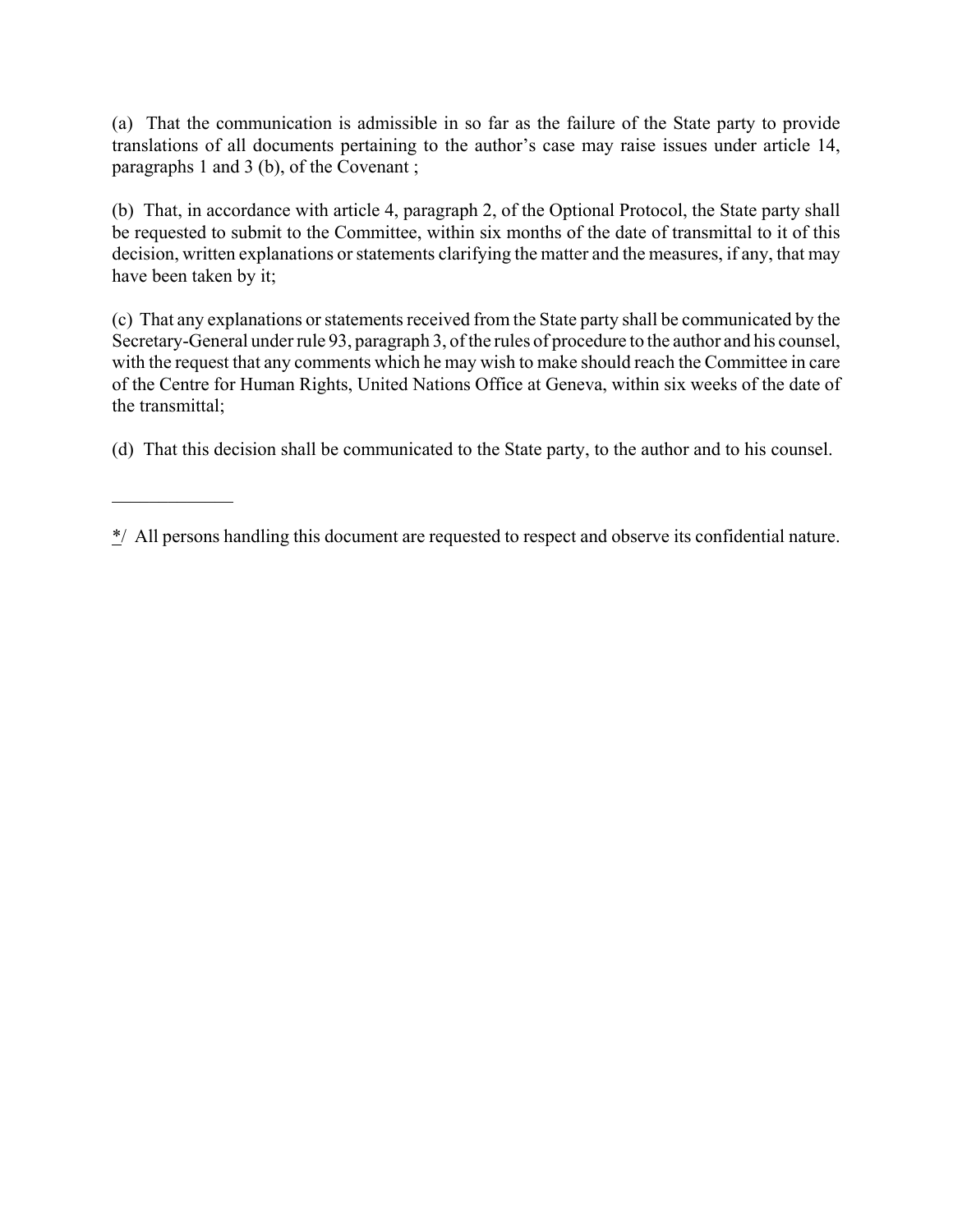(a) That the communication is admissible in so far as the failure of the State party to provide translations of all documents pertaining to the author's case may raise issues under article 14, paragraphs 1 and 3 (b), of the Covenant ;

(b) That, in accordance with article 4, paragraph 2, of the Optional Protocol, the State party shall be requested to submit to the Committee, within six months of the date of transmittal to it of this decision, written explanations or statements clarifying the matter and the measures, if any, that may have been taken by it;

(c) That any explanations or statements received from the State party shall be communicated by the Secretary-General under rule 93, paragraph 3, of the rules of procedure to the author and his counsel, with the request that any comments which he may wish to make should reach the Committee in care of the Centre for Human Rights, United Nations Office at Geneva, within six weeks of the date of the transmittal;

(d) That this decision shall be communicated to the State party, to the author and to his counsel.

---

*/ All persons handling this document are requested to respect and observe its confidential nature.